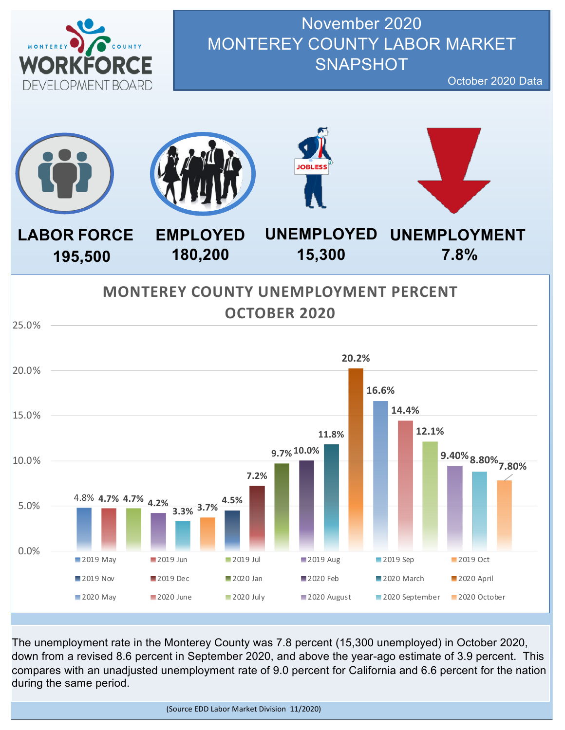MONTEREY COUNTY WORKFORCE DEVELOPMENT BOARD

# November 2020 MONTEREY COUNTY LABOR MARKET SNAPSHOT

October 2020 Data

| LABOR FORCE | EMPLOYED | UNEMPLOYED | UNEMPLOYMENT |
|---|---|---|---|
| 195,500 | 180,200 | 15,300 | 7.8% |

## MONTEREY COUNTY UNEMPLOYMENT PERCENT OCTOBER 2020

| Month | Unemployment Percent |
|---|---|
| 2019 May | 4.8% |
| 2019 Jun | 4.7% |
| 2019 Jul | 4.7% |
| 2019 Aug | 4.2% |
| 2019 Sep | 3.3% |
| 2019 Oct | 3.7% |
| 2019 Nov | 4.5% |
| 2019 Dec | 7.2% |
| 2020 Jan | 9.7% |
| 2020 Feb | 10.0% |
| 2020 March | 11.8% |
| 2020 April | 20.2% |
| 2020 May | 16.6% |
| 2020 June | 14.4% |
| 2020 July | 12.1% |
| 2020 August | 9.40% |
| 2020 September | 8.80% |
| 2020 October | 7.80% |

The unemployment rate in the Monterey County was 7.8 percent (15,300 unemployed) in October 2020, down from a revised 8.6 percent in September 2020, and above the year-ago estimate of 3.9 percent. This compares with an unadjusted unemployment rate of 9.0 percent for California and 6.6 percent for the nation during the same period.

(Source EDD Labor Market Division 11/2020)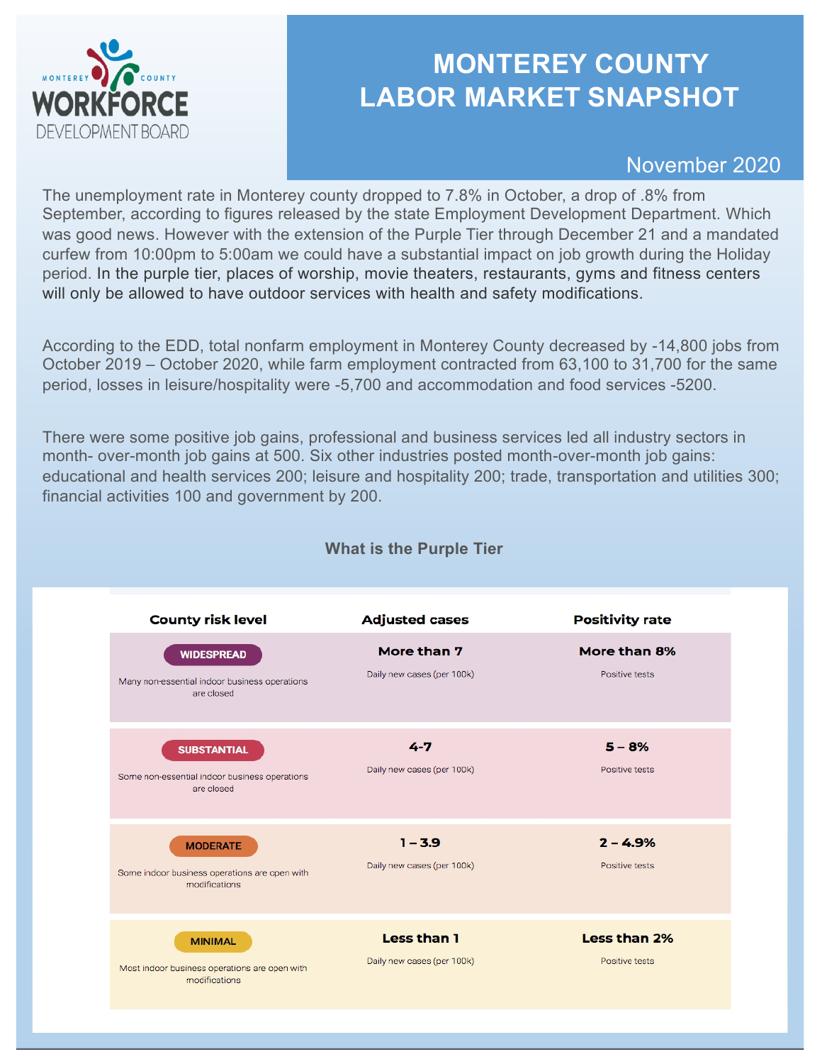MONTEREY COUNTY WORKFORCE DEVELOPMENT BOARD

# MONTEREY COUNTY LABOR MARKET SNAPSHOT

November 2020

The unemployment rate in Monterey county dropped to 7.8% in October, a drop of .8% from September, according to figures released by the state Employment Development Department. Which was good news. However with the extension of the Purple Tier through December 21 and a mandated curfew from 10:00pm to 5:00am we could have a substantial impact on job growth during the Holiday period. In the purple tier, places of worship, movie theaters, restaurants, gyms and fitness centers will only be allowed to have outdoor services with health and safety modifications.

According to the EDD, total nonfarm employment in Monterey County decreased by -14,800 jobs from October 2019 – October 2020, while farm employment contracted from 63,100 to 31,700 for the same period, losses in leisure/hospitality were -5,700 and accommodation and food services -5200.

There were some positive job gains, professional and business services led all industry sectors in month- over-month job gains at 500. Six other industries posted month-over-month job gains: educational and health services 200; leisure and hospitality 200; trade, transportation and utilities 300; financial activities 100 and government by 200.

## What is the Purple Tier

| County risk level | Adjusted cases | Positivity rate |
|---|---|---|
| **WIDESPREAD** Many non-essential indoor business operations are closed | **More than 7** Daily new cases (per 100k) | **More than 8%** Positive tests |
| **SUBSTANTIAL** Some non-essential indoor business operations are closed | **4-7** Daily new cases (per 100k) | **5 – 8%** Positive tests |
| **MODERATE** Some indoor business operations are open with modifications | **1 – 3.9** Daily new cases (per 100k) | **2 – 4.9%** Positive tests |
| **MINIMAL** Most indoor business operations are open with modifications | **Less than 1** Daily new cases (per 100k) | **Less than 2%** Positive tests |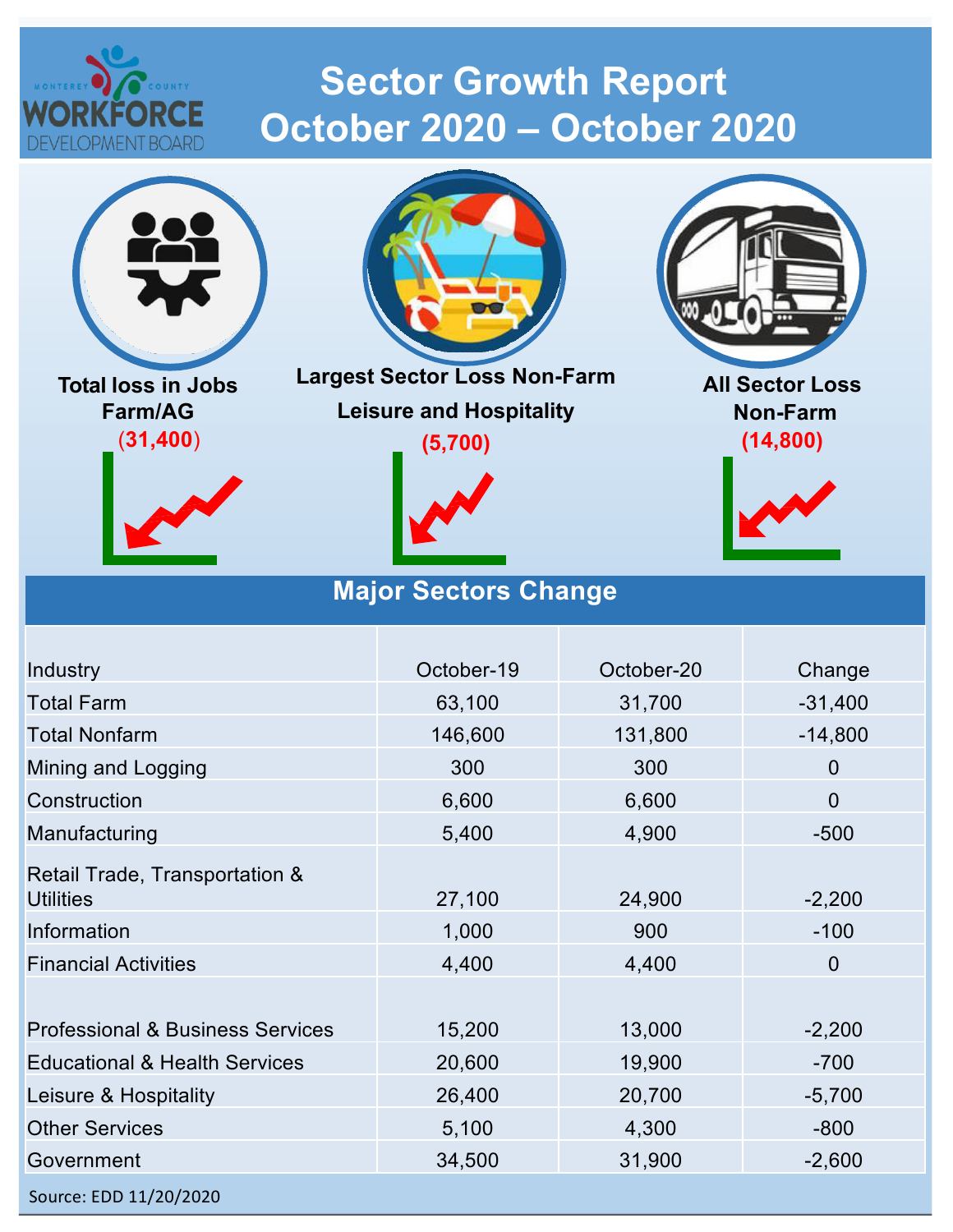MONTEREY COUNTY WORKFORCE DEVELOPMENT BOARD

# Sector Growth Report
# October 2020 – October 2020

**Total loss in Jobs Farm/AG**
**(31,400)**

**Largest Sector Loss Non-Farm Leisure and Hospitality**
**(5,700)**

**All Sector Loss Non-Farm**
**(14,800)**

## Major Sectors Change

| Industry | October-19 | October-20 | Change |
|---|---|---|---|
| Total Farm | 63,100 | 31,700 | -31,400 |
| Total Nonfarm | 146,600 | 131,800 | -14,800 |
| Mining and Logging | 300 | 300 | 0 |
| Construction | 6,600 | 6,600 | 0 |
| Manufacturing | 5,400 | 4,900 | -500 |
| Retail Trade, Transportation & Utilities | 27,100 | 24,900 | -2,200 |
| Information | 1,000 | 900 | -100 |
| Financial Activities | 4,400 | 4,400 | 0 |
| Professional & Business Services | 15,200 | 13,000 | -2,200 |
| Educational & Health Services | 20,600 | 19,900 | -700 |
| Leisure & Hospitality | 26,400 | 20,700 | -5,700 |
| Other Services | 5,100 | 4,300 | -800 |
| Government | 34,500 | 31,900 | -2,600 |

Source: EDD 11/20/2020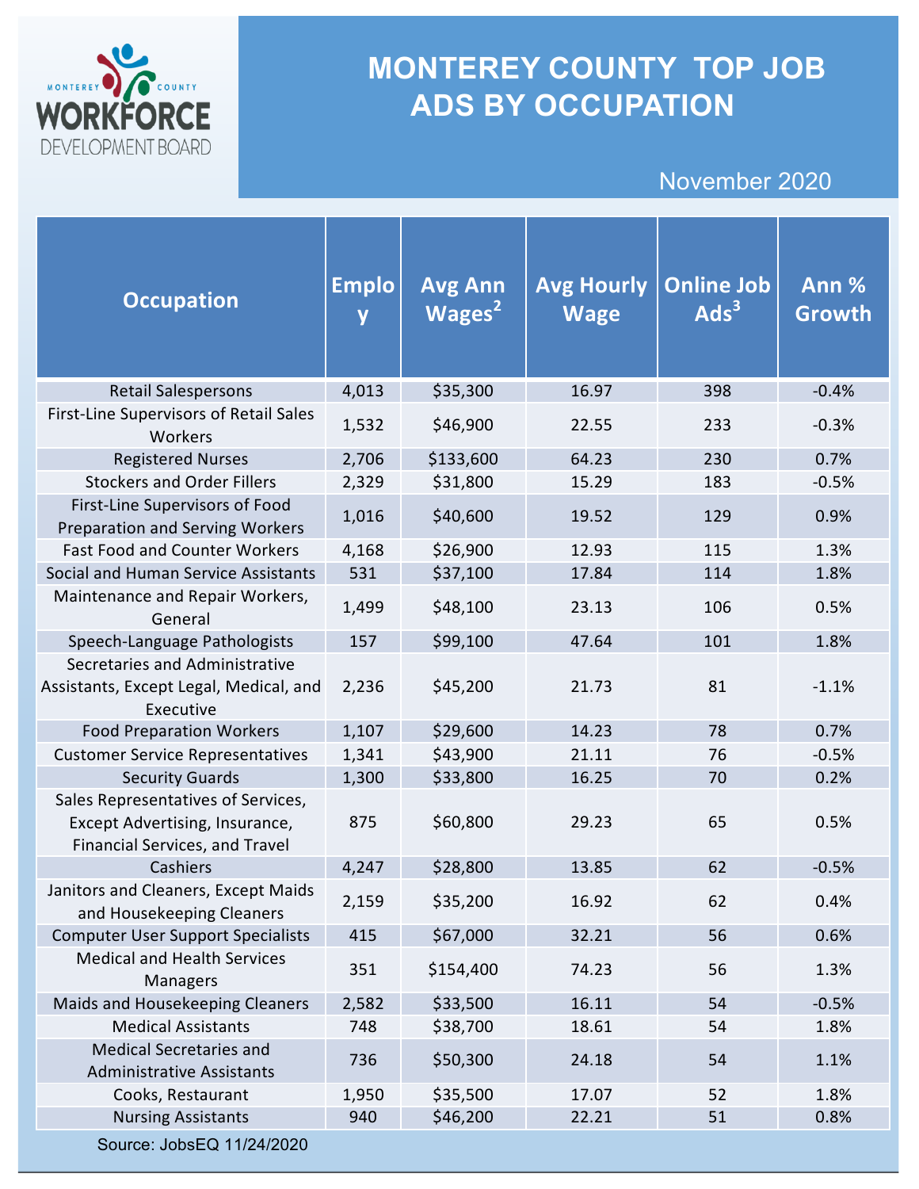MONTEREY COUNTY WORKFORCE DEVELOPMENT BOARD

# MONTEREY COUNTY TOP JOB ADS BY OCCUPATION

November 2020

| Occupation | Employ | Avg Ann Wages[2] | Avg Hourly Wage | Online Job Ads[3] | Ann % Growth |
|---|---|---|---|---|---|
| Retail Salespersons | 4,013 | $35,300 | 16.97 | 398 | -0.4% |
| First-Line Supervisors of Retail Sales Workers | 1,532 | $46,900 | 22.55 | 233 | -0.3% |
| Registered Nurses | 2,706 | $133,600 | 64.23 | 230 | 0.7% |
| Stockers and Order Fillers | 2,329 | $31,800 | 15.29 | 183 | -0.5% |
| First-Line Supervisors of Food Preparation and Serving Workers | 1,016 | $40,600 | 19.52 | 129 | 0.9% |
| Fast Food and Counter Workers | 4,168 | $26,900 | 12.93 | 115 | 1.3% |
| Social and Human Service Assistants | 531 | $37,100 | 17.84 | 114 | 1.8% |
| Maintenance and Repair Workers, General | 1,499 | $48,100 | 23.13 | 106 | 0.5% |
| Speech-Language Pathologists | 157 | $99,100 | 47.64 | 101 | 1.8% |
| Secretaries and Administrative Assistants, Except Legal, Medical, and Executive | 2,236 | $45,200 | 21.73 | 81 | -1.1% |
| Food Preparation Workers | 1,107 | $29,600 | 14.23 | 78 | 0.7% |
| Customer Service Representatives | 1,341 | $43,900 | 21.11 | 76 | -0.5% |
| Security Guards | 1,300 | $33,800 | 16.25 | 70 | 0.2% |
| Sales Representatives of Services, Except Advertising, Insurance, Financial Services, and Travel | 875 | $60,800 | 29.23 | 65 | 0.5% |
| Cashiers | 4,247 | $28,800 | 13.85 | 62 | -0.5% |
| Janitors and Cleaners, Except Maids and Housekeeping Cleaners | 2,159 | $35,200 | 16.92 | 62 | 0.4% |
| Computer User Support Specialists | 415 | $67,000 | 32.21 | 56 | 0.6% |
| Medical and Health Services Managers | 351 | $154,400 | 74.23 | 56 | 1.3% |
| Maids and Housekeeping Cleaners | 2,582 | $33,500 | 16.11 | 54 | -0.5% |
| Medical Assistants | 748 | $38,700 | 18.61 | 54 | 1.8% |
| Medical Secretaries and Administrative Assistants | 736 | $50,300 | 24.18 | 54 | 1.1% |
| Cooks, Restaurant | 1,950 | $35,500 | 17.07 | 52 | 1.8% |
| Nursing Assistants | 940 | $46,200 | 22.21 | 51 | 0.8% |

Source: JobsEQ 11/24/2020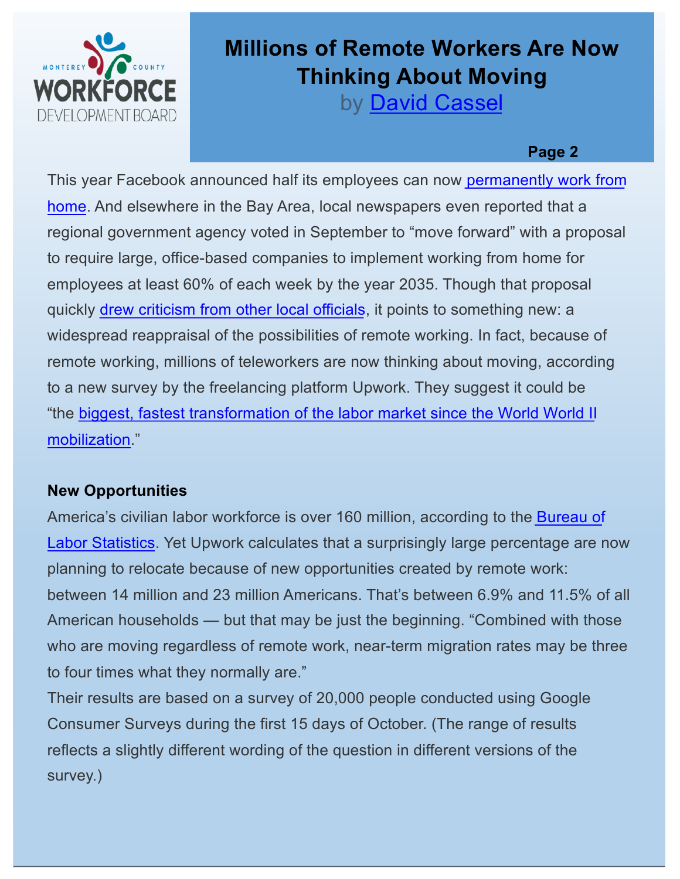# Millions of Remote Workers Are Now Thinking About Moving

by David Cassel

This year Facebook announced half its employees can now permanently work from home. And elsewhere in the Bay Area, local newspapers even reported that a regional government agency voted in September to “move forward” with a proposal to require large, office-based companies to implement working from home for employees at least 60% of each week by the year 2035. Though that proposal quickly drew criticism from other local officials, it points to something new: a widespread reappraisal of the possibilities of remote working. In fact, because of remote working, millions of teleworkers are now thinking about moving, according to a new survey by the freelancing platform Upwork. They suggest it could be “the biggest, fastest transformation of the labor market since the World World II mobilization.”

**New Opportunities**

America’s civilian labor workforce is over 160 million, according to the Bureau of Labor Statistics. Yet Upwork calculates that a surprisingly large percentage are now planning to relocate because of new opportunities created by remote work: between 14 million and 23 million Americans. That’s between 6.9% and 11.5% of all American households — but that may be just the beginning. “Combined with those who are moving regardless of remote work, near-term migration rates may be three to four times what they normally are.”

Their results are based on a survey of 20,000 people conducted using Google Consumer Surveys during the first 15 days of October. (The range of results reflects a slightly different wording of the question in different versions of the survey.)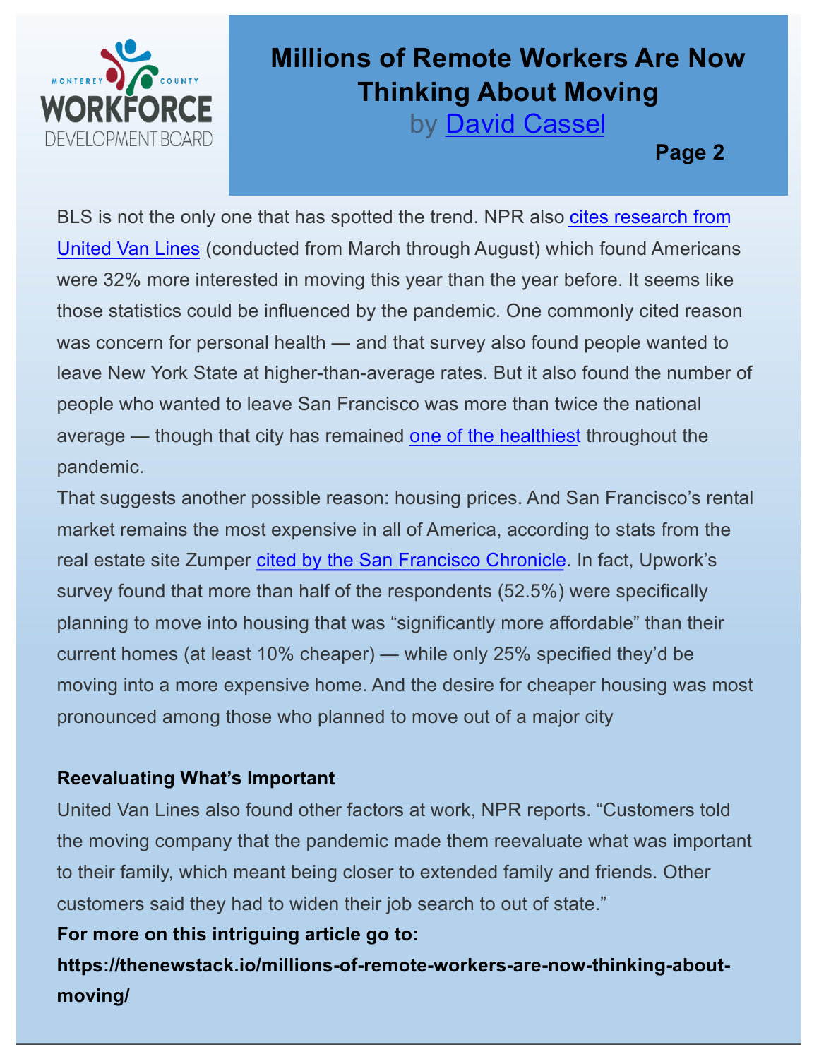# Millions of Remote Workers Are Now Thinking About Moving

by David Cassel

BLS is not the only one that has spotted the trend. NPR also cites research from United Van Lines (conducted from March through August) which found Americans were 32% more interested in moving this year than the year before. It seems like those statistics could be influenced by the pandemic. One commonly cited reason was concern for personal health — and that survey also found people wanted to leave New York State at higher-than-average rates. But it also found the number of people who wanted to leave San Francisco was more than twice the national average — though that city has remained one of the healthiest throughout the pandemic.

That suggests another possible reason: housing prices. And San Francisco's rental market remains the most expensive in all of America, according to stats from the real estate site Zumper cited by the San Francisco Chronicle. In fact, Upwork's survey found that more than half of the respondents (52.5%) were specifically planning to move into housing that was "significantly more affordable" than their current homes (at least 10% cheaper) — while only 25% specified they'd be moving into a more expensive home. And the desire for cheaper housing was most pronounced among those who planned to move out of a major city

**Reevaluating What's Important**

United Van Lines also found other factors at work, NPR reports. "Customers told the moving company that the pandemic made them reevaluate what was important to their family, which meant being closer to extended family and friends. Other customers said they had to widen their job search to out of state."

**For more on this intriguing article go to: https://thenewstack.io/millions-of-remote-workers-are-now-thinking-about-moving/**